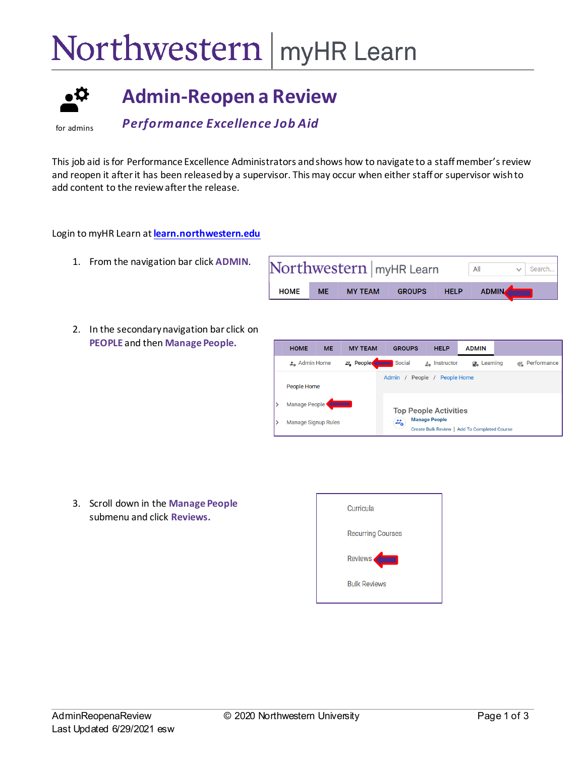# Northwestern | myHR Learn

## Admin-Reopen a Review

for admins

***Performance Excellence Job Aid***

This job aid is for Performance Excellence Administrators and shows how to navigate to a staff member's review and reopen it after it has been released by a supervisor. This may occur when either staff or supervisor wish to add content to the review after the release.

Login to myHR Learn at [learn.northwestern.edu](learn.northwestern.edu)

1. From the navigation bar click **ADMIN**.
2. In the secondary navigation bar click on **PEOPLE** and then **Manage People.**
3. Scroll down in the **Manage People** submenu and click **Reviews.**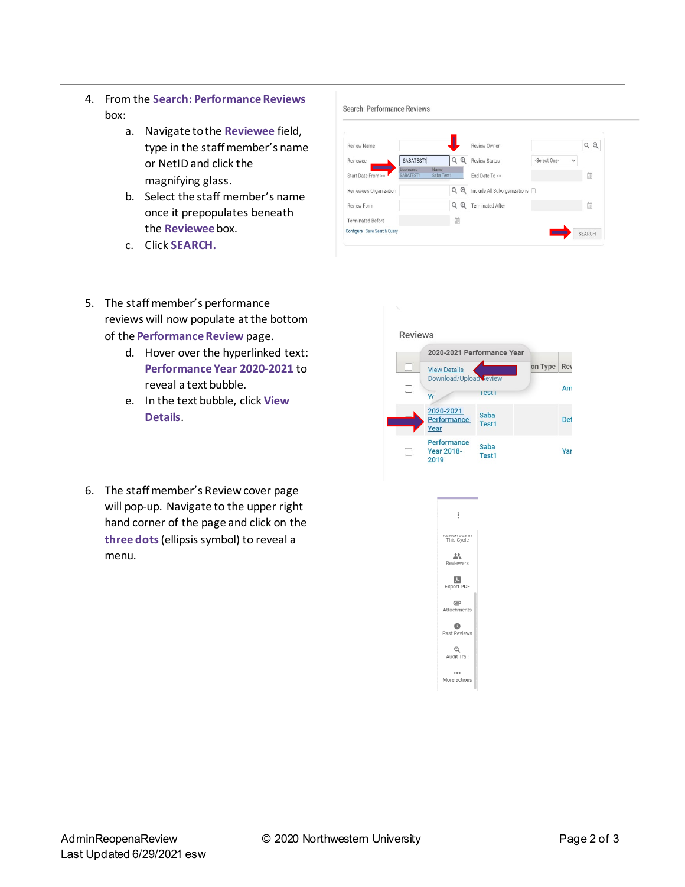4. From the **Search: Performance Reviews** box:
    a. Navigate to the **Reviewee** field, type in the staff member's name or NetID and click the magnifying glass.
    b. Select the staff member's name once it prepopulates beneath the **Reviewee** box.
    c. Click **SEARCH.**

5. The staff member's performance reviews will now populate at the bottom of the **Performance Review** page.
    d. Hover over the hyperlinked text: **Performance Year 2020-2021** to reveal a text bubble.
    e. In the text bubble, click **View Details**.

6. The staff member's Review cover page will pop-up. Navigate to the upper right hand corner of the page and click on the **three dots** (ellipsis symbol) to reveal a menu.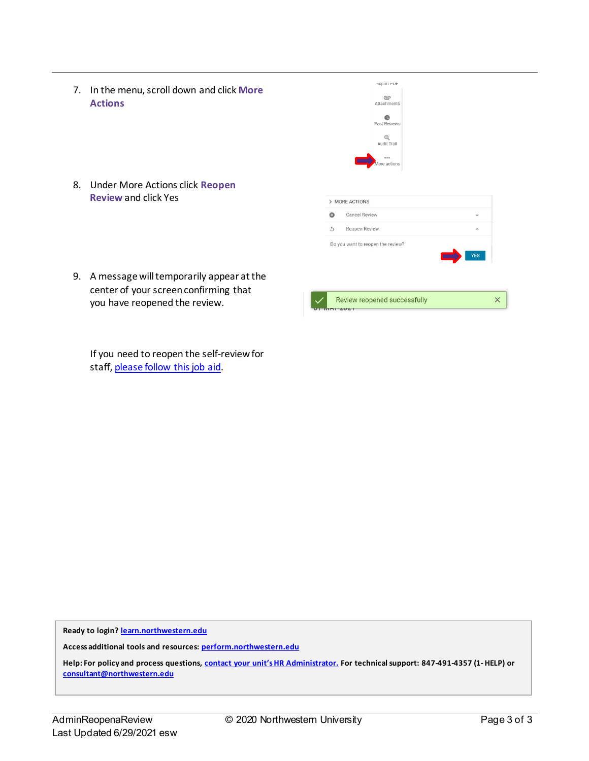7. In the menu, scroll down and click **More Actions**

8. Under More Actions click **Reopen Review** and click Yes

9. A message will temporarily appear at the center of your screen confirming that you have reopened the review.

   If you need to reopen the self-review for staff, [please follow this job aid](please follow this job aid).

**Ready to login?** [learn.northwestern.edu](learn.northwestern.edu)

**Access additional tools and resources:** [perform.northwestern.edu](perform.northwestern.edu)

**Help: For policy and process questions,** [contact your unit's HR Administrator.](contact your unit's HR Administrator.) **For technical support: 847-491-4357 (1- HELP) or** [consultant@northwestern.edu](consultant@northwestern.edu)

AdminReopenaReview © 2020 Northwestern University
Last Updated 6/29/2021 esw